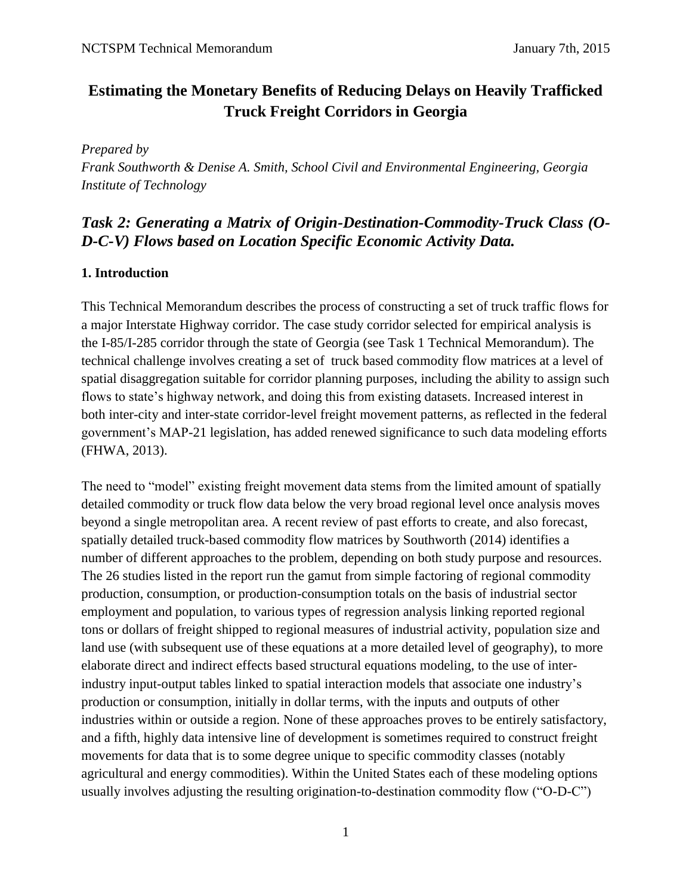# Estimating the Monetary Benefits of Reducing Delays on Heavily Trafficked Truck Freight Corridors in Georgia

*Prepared by*
*Frank Southworth & Denise A. Smith, School Civil and Environmental Engineering, Georgia Institute of Technology*

## *Task 2: Generating a Matrix of Origin-Destination-Commodity-Truck Class (O-D-C-V) Flows based on Location Specific Economic Activity Data.*

### 1. Introduction

This Technical Memorandum describes the process of constructing a set of truck traffic flows for a major Interstate Highway corridor. The case study corridor selected for empirical analysis is the I-85/I-285 corridor through the state of Georgia (see Task 1 Technical Memorandum). The technical challenge involves creating a set of truck based commodity flow matrices at a level of spatial disaggregation suitable for corridor planning purposes, including the ability to assign such flows to state's highway network, and doing this from existing datasets. Increased interest in both inter-city and inter-state corridor-level freight movement patterns, as reflected in the federal government's MAP-21 legislation, has added renewed significance to such data modeling efforts (FHWA, 2013).

The need to "model" existing freight movement data stems from the limited amount of spatially detailed commodity or truck flow data below the very broad regional level once analysis moves beyond a single metropolitan area. A recent review of past efforts to create, and also forecast, spatially detailed truck-based commodity flow matrices by Southworth (2014) identifies a number of different approaches to the problem, depending on both study purpose and resources. The 26 studies listed in the report run the gamut from simple factoring of regional commodity production, consumption, or production-consumption totals on the basis of industrial sector employment and population, to various types of regression analysis linking reported regional tons or dollars of freight shipped to regional measures of industrial activity, population size and land use (with subsequent use of these equations at a more detailed level of geography), to more elaborate direct and indirect effects based structural equations modeling, to the use of inter-industry input-output tables linked to spatial interaction models that associate one industry's production or consumption, initially in dollar terms, with the inputs and outputs of other industries within or outside a region. None of these approaches proves to be entirely satisfactory, and a fifth, highly data intensive line of development is sometimes required to construct freight movements for data that is to some degree unique to specific commodity classes (notably agricultural and energy commodities). Within the United States each of these modeling options usually involves adjusting the resulting origination-to-destination commodity flow ("O-D-C")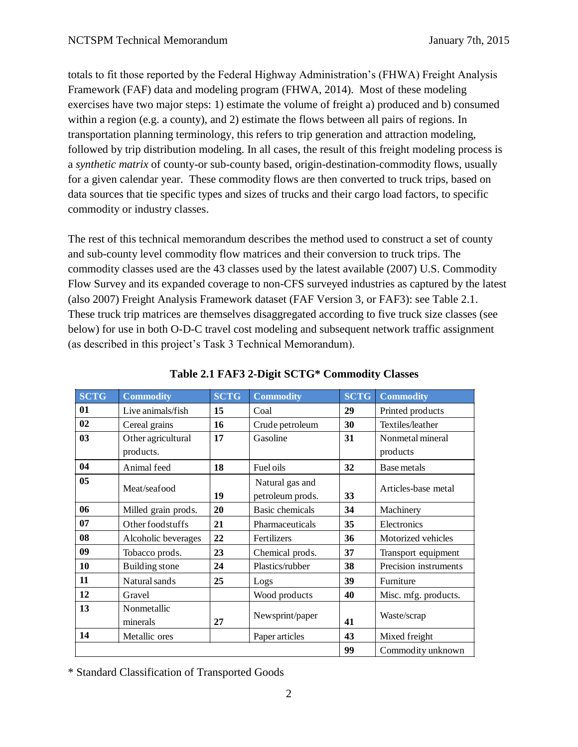totals to fit those reported by the Federal Highway Administration's (FHWA) Freight Analysis Framework (FAF) data and modeling program (FHWA, 2014). Most of these modeling exercises have two major steps: 1) estimate the volume of freight a) produced and b) consumed within a region (e.g. a county), and 2) estimate the flows between all pairs of regions. In transportation planning terminology, this refers to trip generation and attraction modeling, followed by trip distribution modeling. In all cases, the result of this freight modeling process is a *synthetic matrix* of county-or sub-county based, origin-destination-commodity flows, usually for a given calendar year. These commodity flows are then converted to truck trips, based on data sources that tie specific types and sizes of trucks and their cargo load factors, to specific commodity or industry classes.

The rest of this technical memorandum describes the method used to construct a set of county and sub-county level commodity flow matrices and their conversion to truck trips. The commodity classes used are the 43 classes used by the latest available (2007) U.S. Commodity Flow Survey and its expanded coverage to non-CFS surveyed industries as captured by the latest (also 2007) Freight Analysis Framework dataset (FAF Version 3, or FAF3): see Table 2.1. These truck trip matrices are themselves disaggregated according to five truck size classes (see below) for use in both O-D-C travel cost modeling and subsequent network traffic assignment (as described in this project's Task 3 Technical Memorandum).

**Table 2.1 FAF3 2-Digit SCTG\* Commodity Classes**

| SCTG | Commodity | SCTG | Commodity | SCTG | Commodity |
|---|---|---|---|---|---|
| **01** | Live animals/fish | **15** | Coal | **29** | Printed products |
| **02** | Cereal grains | **16** | Crude petroleum | **30** | Textiles/leather |
| **03** | Other agricultural products. | **17** | Gasoline | **31** | Nonmetal mineral products |
| **04** | Animal feed | **18** | Fuel oils | **32** | Base metals |
| **05** | Meat/seafood | **19** | Natural gas and petroleum prods. | **33** | Articles-base metal |
| **06** | Milled grain prods. | **20** | Basic chemicals | **34** | Machinery |
| **07** | Other foodstuffs | **21** | Pharmaceuticals | **35** | Electronics |
| **08** | Alcoholic beverages | **22** | Fertilizers | **36** | Motorized vehicles |
| **09** | Tobacco prods. | **23** | Chemical prods. | **37** | Transport equipment |
| **10** | Building stone | **24** | Plastics/rubber | **38** | Precision instruments |
| **11** | Natural sands | **25** | Logs | **39** | Furniture |
| **12** | Gravel | | Wood products | **40** | Misc. mfg. products. |
| **13** | Nonmetallic minerals | **27** | Newsprint/paper | **41** | Waste/scrap |
| **14** | Metallic ores | | Paper articles | **43** | Mixed freight |
| | | | | **99** | Commodity unknown |

\* Standard Classification of Transported Goods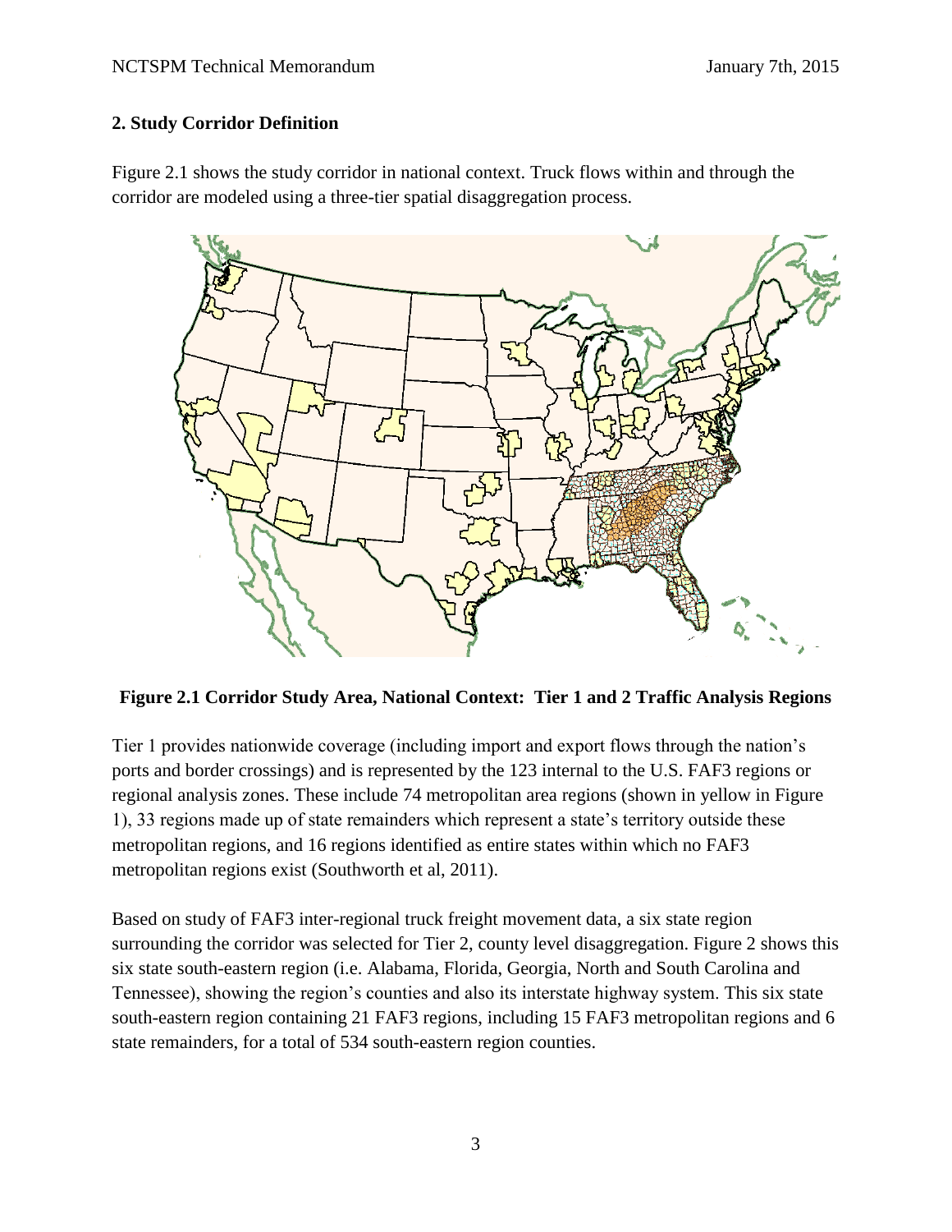## 2. Study Corridor Definition

Figure 2.1 shows the study corridor in national context. Truck flows within and through the corridor are modeled using a three-tier spatial disaggregation process.

**Figure 2.1 Corridor Study Area, National Context: Tier 1 and 2 Traffic Analysis Regions**

Tier 1 provides nationwide coverage (including import and export flows through the nation's ports and border crossings) and is represented by the 123 internal to the U.S. FAF3 regions or regional analysis zones. These include 74 metropolitan area regions (shown in yellow in Figure 1), 33 regions made up of state remainders which represent a state's territory outside these metropolitan regions, and 16 regions identified as entire states within which no FAF3 metropolitan regions exist (Southworth et al, 2011).

Based on study of FAF3 inter-regional truck freight movement data, a six state region surrounding the corridor was selected for Tier 2, county level disaggregation. Figure 2 shows this six state south-eastern region (i.e. Alabama, Florida, Georgia, North and South Carolina and Tennessee), showing the region's counties and also its interstate highway system. This six state south-eastern region containing 21 FAF3 regions, including 15 FAF3 metropolitan regions and 6 state remainders, for a total of 534 south-eastern region counties.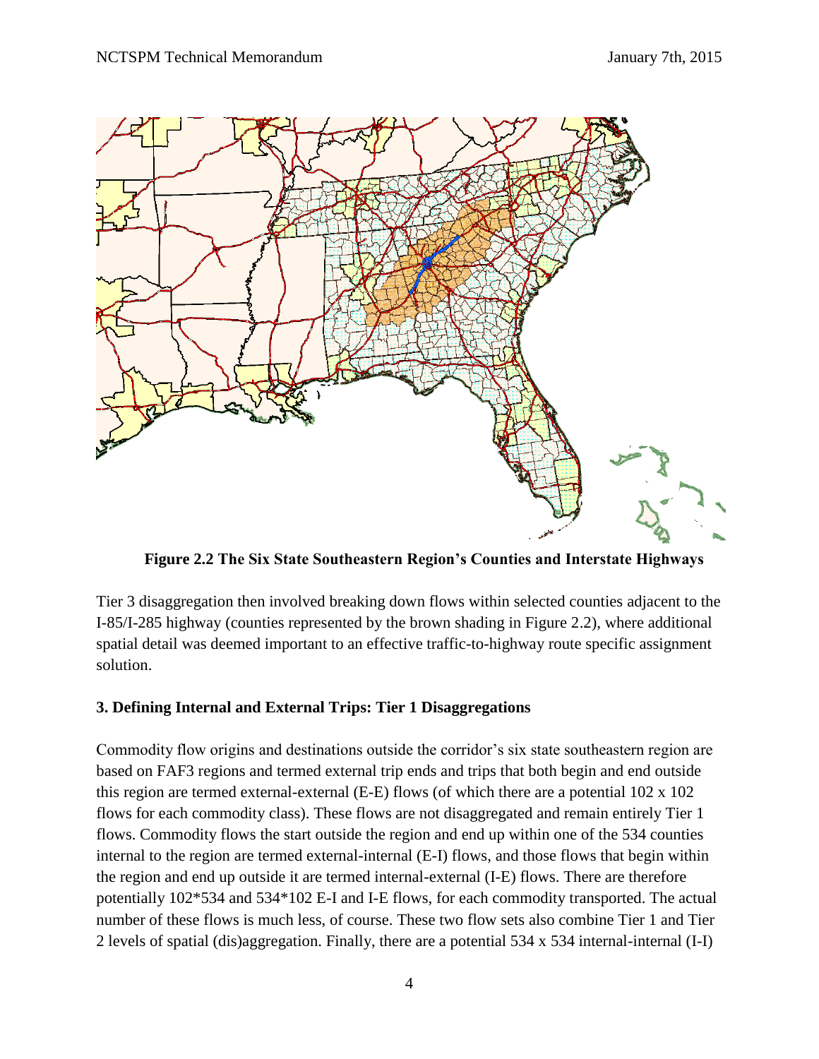Figure 2.2 The Six State Southeastern Region's Counties and Interstate Highways

Tier 3 disaggregation then involved breaking down flows within selected counties adjacent to the I-85/I-285 highway (counties represented by the brown shading in Figure 2.2), where additional spatial detail was deemed important to an effective traffic-to-highway route specific assignment solution.

## 3. Defining Internal and External Trips: Tier 1 Disaggregations

Commodity flow origins and destinations outside the corridor's six state southeastern region are based on FAF3 regions and termed external trip ends and trips that both begin and end outside this region are termed external-external (E-E) flows (of which there are a potential 102 x 102 flows for each commodity class). These flows are not disaggregated and remain entirely Tier 1 flows. Commodity flows the start outside the region and end up within one of the 534 counties internal to the region are termed external-internal (E-I) flows, and those flows that begin within the region and end up outside it are termed internal-external (I-E) flows. There are therefore potentially 102*534 and 534*102 E-I and I-E flows, for each commodity transported. The actual number of these flows is much less, of course. These two flow sets also combine Tier 1 and Tier 2 levels of spatial (dis)aggregation. Finally, there are a potential 534 x 534 internal-internal (I-I)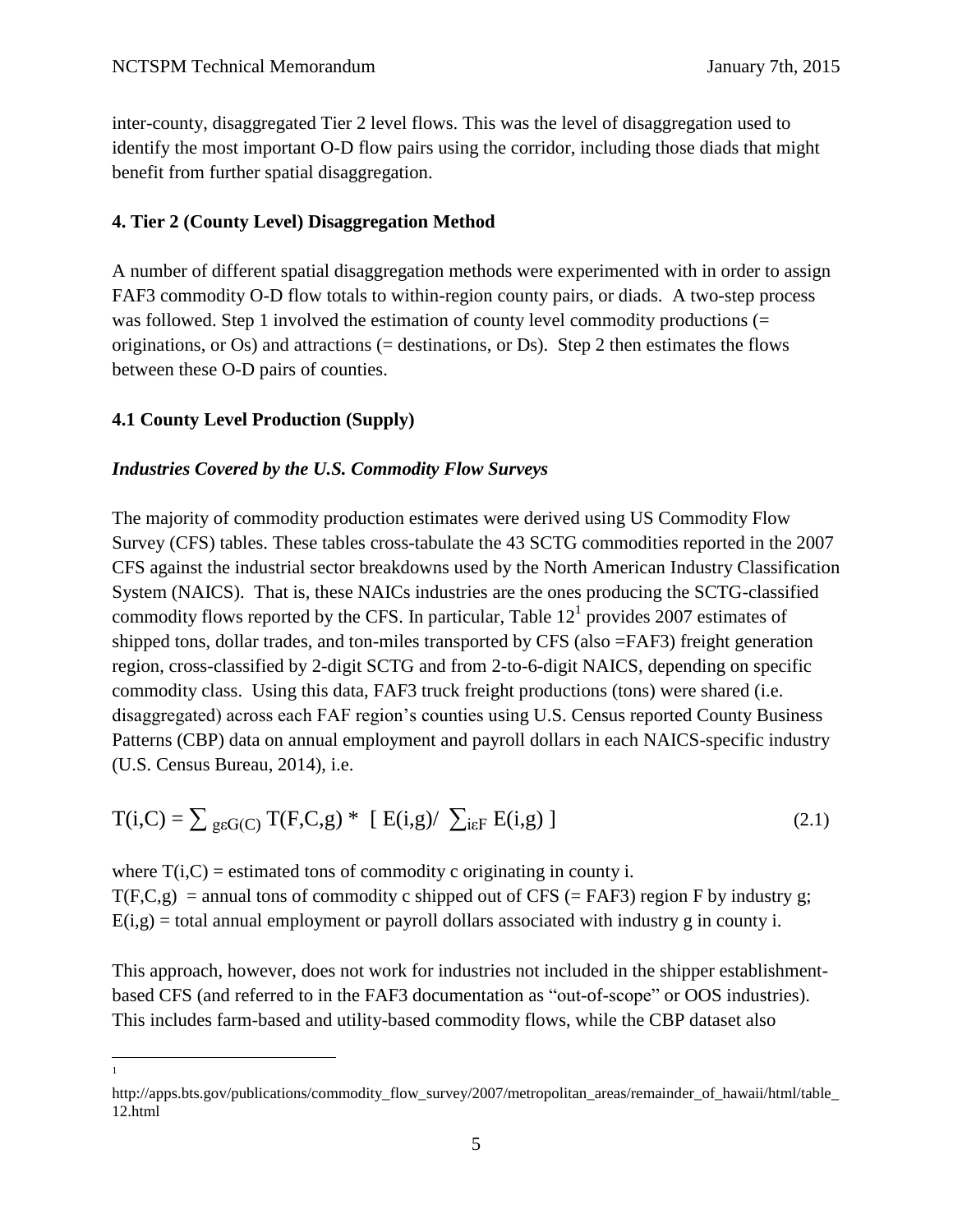inter-county, disaggregated Tier 2 level flows. This was the level of disaggregation used to identify the most important O-D flow pairs using the corridor, including those diads that might benefit from further spatial disaggregation.

## 4. Tier 2 (County Level) Disaggregation Method

A number of different spatial disaggregation methods were experimented with in order to assign FAF3 commodity O-D flow totals to within-region county pairs, or diads. A two-step process was followed. Step 1 involved the estimation of county level commodity productions (= originations, or Os) and attractions (= destinations, or Ds). Step 2 then estimates the flows between these O-D pairs of counties.

### 4.1 County Level Production (Supply)

#### *Industries Covered by the U.S. Commodity Flow Surveys*

The majority of commodity production estimates were derived using US Commodity Flow Survey (CFS) tables. These tables cross-tabulate the 43 SCTG commodities reported in the 2007 CFS against the industrial sector breakdowns used by the North American Industry Classification System (NAICS). That is, these NAICs industries are the ones producing the SCTG-classified commodity flows reported by the CFS. In particular, Table 12[1] provides 2007 estimates of shipped tons, dollar trades, and ton-miles transported by CFS (also =FAF3) freight generation region, cross-classified by 2-digit SCTG and from 2-to-6-digit NAICS, depending on specific commodity class. Using this data, FAF3 truck freight productions (tons) were shared (i.e. disaggregated) across each FAF region's counties using U.S. Census reported County Business Patterns (CBP) data on annual employment and payroll dollars in each NAICS-specific industry (U.S. Census Bureau, 2014), i.e.

$$T(i,C) = \sum_{g \varepsilon G(C)} T(F,C,g) * \left[ E(i,g) / \sum_{i \varepsilon F} E(i,g) \right] \tag{2.1}$$

where $T(i,C)$ = estimated tons of commodity c originating in county i.
$T(F,C,g)$ = annual tons of commodity c shipped out of CFS (= FAF3) region F by industry g;
$E(i,g)$ = total annual employment or payroll dollars associated with industry g in county i.

This approach, however, does not work for industries not included in the shipper establishment-based CFS (and referred to in the FAF3 documentation as "out-of-scope" or OOS industries). This includes farm-based and utility-based commodity flows, while the CBP dataset also

[1] http://apps.bts.gov/publications/commodity_flow_survey/2007/metropolitan_areas/remainder_of_hawaii/html/table_12.html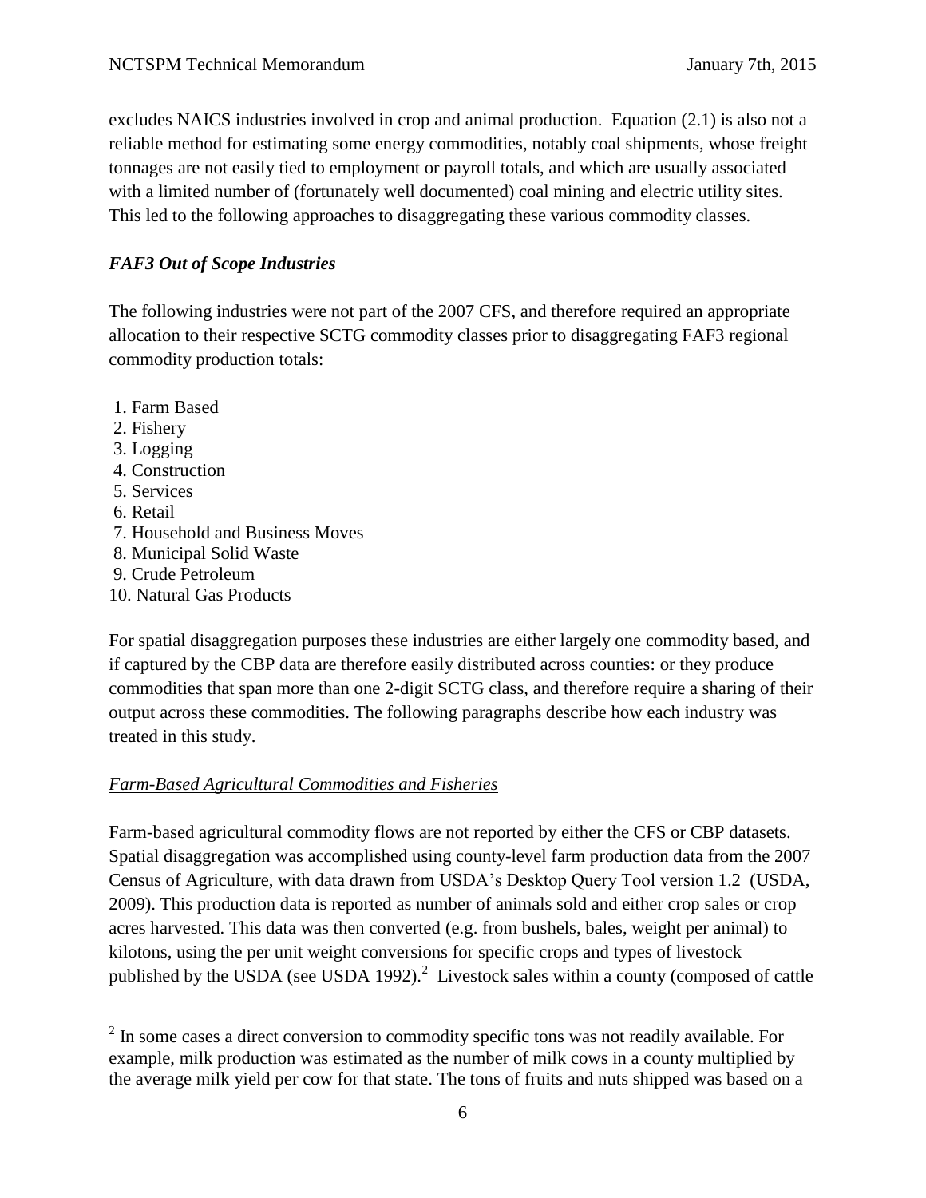excludes NAICS industries involved in crop and animal production. Equation (2.1) is also not a reliable method for estimating some energy commodities, notably coal shipments, whose freight tonnages are not easily tied to employment or payroll totals, and which are usually associated with a limited number of (fortunately well documented) coal mining and electric utility sites. This led to the following approaches to disaggregating these various commodity classes.

### *FAF3 Out of Scope Industries*

The following industries were not part of the 2007 CFS, and therefore required an appropriate allocation to their respective SCTG commodity classes prior to disaggregating FAF3 regional commodity production totals:

1. Farm Based
2. Fishery
3. Logging
4. Construction
5. Services
6. Retail
7. Household and Business Moves
8. Municipal Solid Waste
9. Crude Petroleum
10. Natural Gas Products

For spatial disaggregation purposes these industries are either largely one commodity based, and if captured by the CBP data are therefore easily distributed across counties: or they produce commodities that span more than one 2-digit SCTG class, and therefore require a sharing of their output across these commodities. The following paragraphs describe how each industry was treated in this study.

#### Farm-Based Agricultural Commodities and Fisheries

Farm-based agricultural commodity flows are not reported by either the CFS or CBP datasets. Spatial disaggregation was accomplished using county-level farm production data from the 2007 Census of Agriculture, with data drawn from USDA's Desktop Query Tool version 1.2 (USDA, 2009). This production data is reported as number of animals sold and either crop sales or crop acres harvested. This data was then converted (e.g. from bushels, bales, weight per animal) to kilotons, using the per unit weight conversions for specific crops and types of livestock published by the USDA (see USDA 1992).[2] Livestock sales within a county (composed of cattle

[2] In some cases a direct conversion to commodity specific tons was not readily available. For example, milk production was estimated as the number of milk cows in a county multiplied by the average milk yield per cow for that state. The tons of fruits and nuts shipped was based on a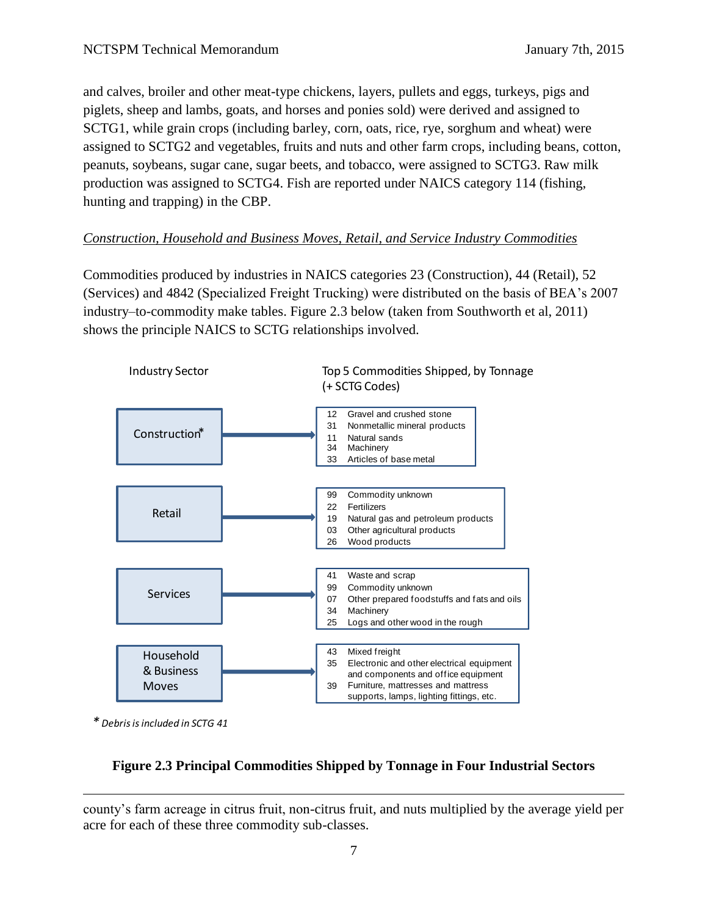and calves, broiler and other meat-type chickens, layers, pullets and eggs, turkeys, pigs and piglets, sheep and lambs, goats, and horses and ponies sold) were derived and assigned to SCTG1, while grain crops (including barley, corn, oats, rice, rye, sorghum and wheat) were assigned to SCTG2 and vegetables, fruits and nuts and other farm crops, including beans, cotton, peanuts, soybeans, sugar cane, sugar beets, and tobacco, were assigned to SCTG3. Raw milk production was assigned to SCTG4. Fish are reported under NAICS category 114 (fishing, hunting and trapping) in the CBP.

*Construction, Household and Business Moves, Retail, and Service Industry Commodities*

Commodities produced by industries in NAICS categories 23 (Construction), 44 (Retail), 52 (Services) and 4842 (Specialized Freight Trucking) were distributed on the basis of BEA's 2007 industry–to-commodity make tables. Figure 2.3 below (taken from Southworth et al, 2011) shows the principle NAICS to SCTG relationships involved.

| Industry Sector | Top 5 Commodities Shipped, by Tonnage (+ SCTG Codes) |
|---|---|
| Construction* | 12 Gravel and crushed stone<br>31 Nonmetallic mineral products<br>11 Natural sands<br>34 Machinery<br>33 Articles of base metal |
| Retail | 99 Commodity unknown<br>22 Fertilizers<br>19 Natural gas and petroleum products<br>03 Other agricultural products<br>26 Wood products |
| Services | 41 Waste and scrap<br>99 Commodity unknown<br>07 Other prepared foodstuffs and fats and oils<br>34 Machinery<br>25 Logs and other wood in the rough |
| Household & Business Moves | 43 Mixed freight<br>35 Electronic and other electrical equipment and components and office equipment<br>39 Furniture, mattresses and mattress supports, lamps, lighting fittings, etc. |

*\* Debris is included in SCTG 41*

**Figure 2.3 Principal Commodities Shipped by Tonnage in Four Industrial Sectors**

---

county's farm acreage in citrus fruit, non-citrus fruit, and nuts multiplied by the average yield per acre for each of these three commodity sub-classes.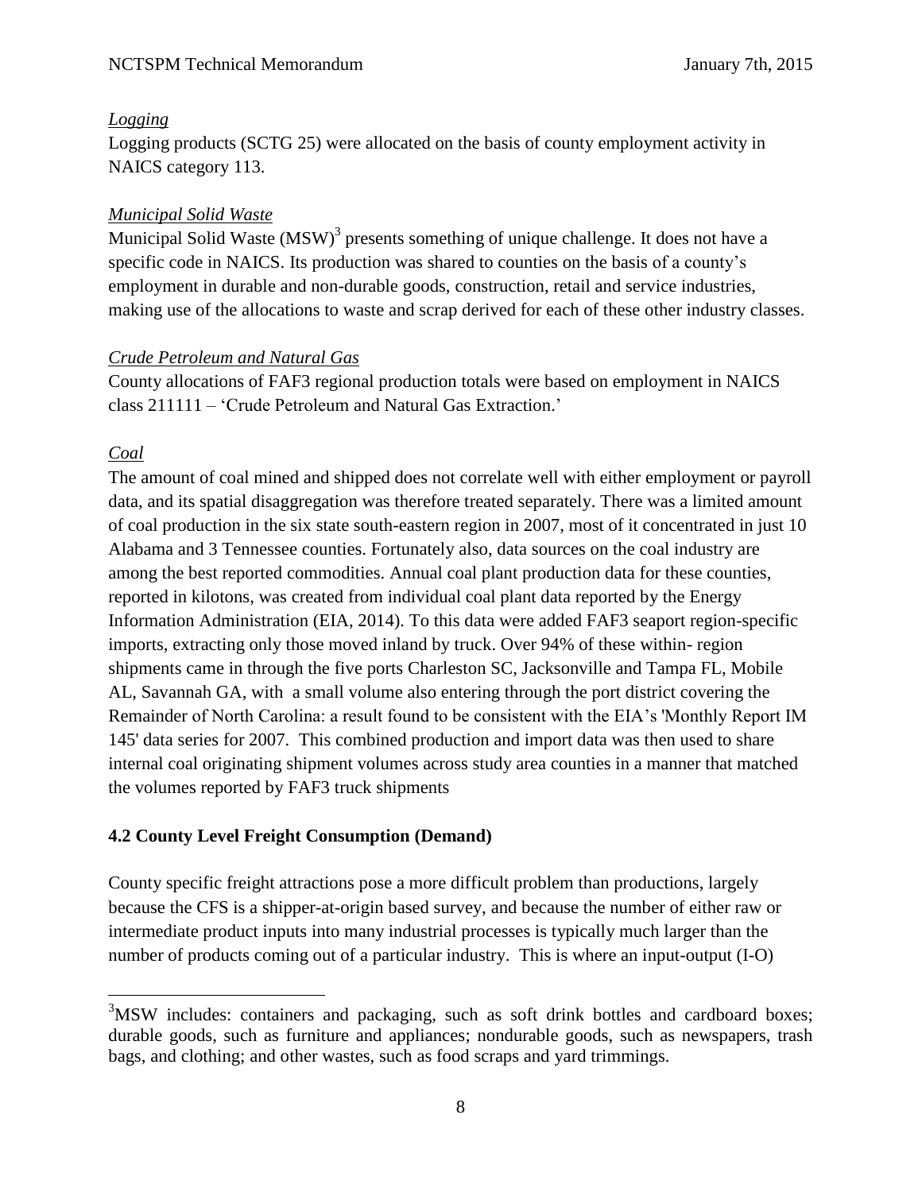*Logging*

Logging products (SCTG 25) were allocated on the basis of county employment activity in NAICS category 113.

*Municipal Solid Waste*

Municipal Solid Waste (MSW)[3] presents something of unique challenge. It does not have a specific code in NAICS. Its production was shared to counties on the basis of a county's employment in durable and non-durable goods, construction, retail and service industries, making use of the allocations to waste and scrap derived for each of these other industry classes.

*Crude Petroleum and Natural Gas*

County allocations of FAF3 regional production totals were based on employment in NAICS class 211111 – 'Crude Petroleum and Natural Gas Extraction.'

*Coal*

The amount of coal mined and shipped does not correlate well with either employment or payroll data, and its spatial disaggregation was therefore treated separately. There was a limited amount of coal production in the six state south-eastern region in 2007, most of it concentrated in just 10 Alabama and 3 Tennessee counties. Fortunately also, data sources on the coal industry are among the best reported commodities. Annual coal plant production data for these counties, reported in kilotons, was created from individual coal plant data reported by the Energy Information Administration (EIA, 2014). To this data were added FAF3 seaport region-specific imports, extracting only those moved inland by truck. Over 94% of these within- region shipments came in through the five ports Charleston SC, Jacksonville and Tampa FL, Mobile AL, Savannah GA, with a small volume also entering through the port district covering the Remainder of North Carolina: a result found to be consistent with the EIA's 'Monthly Report IM 145' data series for 2007. This combined production and import data was then used to share internal coal originating shipment volumes across study area counties in a manner that matched the volumes reported by FAF3 truck shipments

**4.2 County Level Freight Consumption (Demand)**

County specific freight attractions pose a more difficult problem than productions, largely because the CFS is a shipper-at-origin based survey, and because the number of either raw or intermediate product inputs into many industrial processes is typically much larger than the number of products coming out of a particular industry. This is where an input-output (I-O)

[3] MSW includes: containers and packaging, such as soft drink bottles and cardboard boxes; durable goods, such as furniture and appliances; nondurable goods, such as newspapers, trash bags, and clothing; and other wastes, such as food scraps and yard trimmings.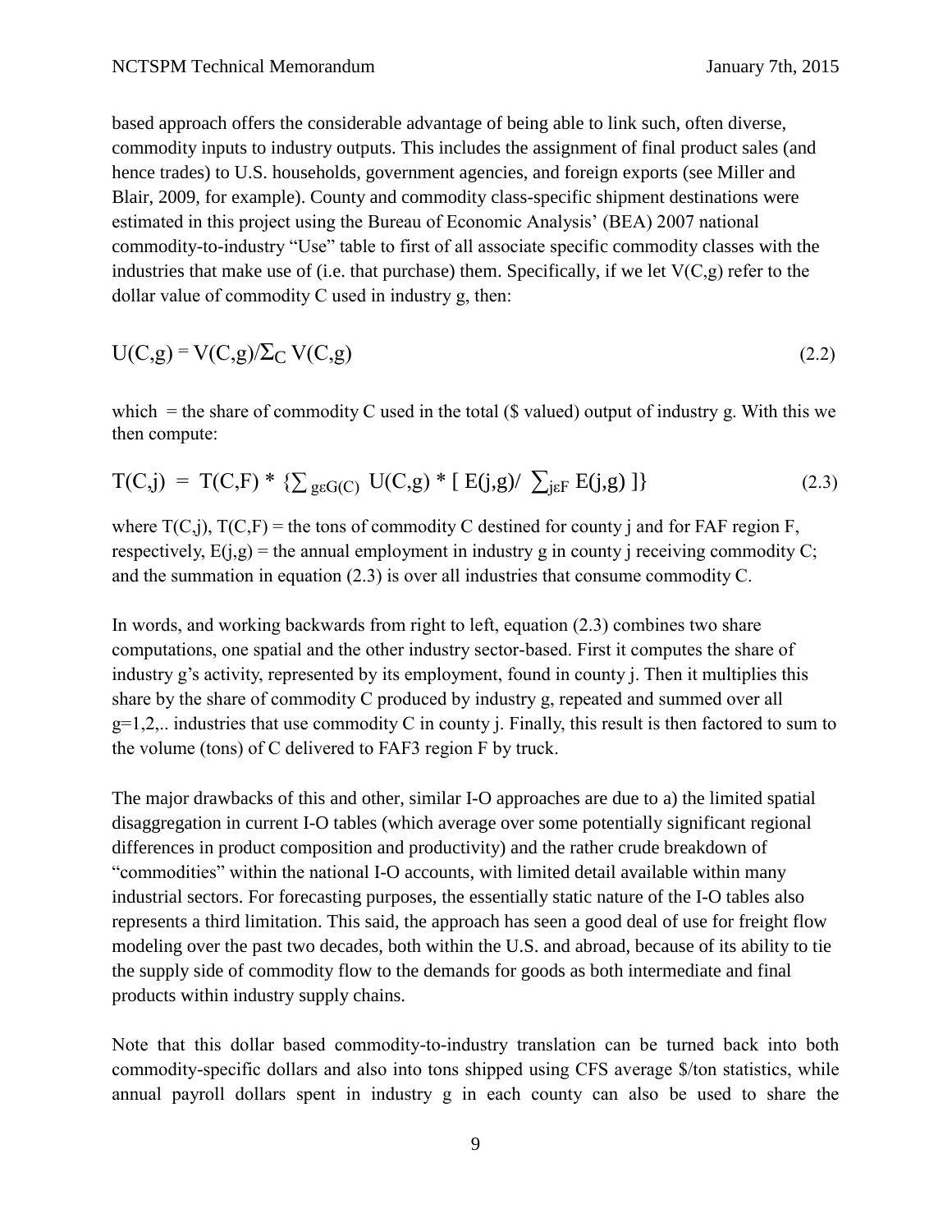based approach offers the considerable advantage of being able to link such, often diverse, commodity inputs to industry outputs. This includes the assignment of final product sales (and hence trades) to U.S. households, government agencies, and foreign exports (see Miller and Blair, 2009, for example). County and commodity class-specific shipment destinations were estimated in this project using the Bureau of Economic Analysis' (BEA) 2007 national commodity-to-industry "Use" table to first of all associate specific commodity classes with the industries that make use of (i.e. that purchase) them. Specifically, if we let $V(C,g)$ refer to the dollar value of commodity C used in industry g, then:

$$U(C,g) = V(C,g)/\Sigma_C V(C,g) \tag{2.2}$$

which = the share of commodity C used in the total ($ valued) output of industry g. With this we then compute:

$$T(C,j) = T(C,F) * \{\textstyle\sum_{g \varepsilon G(C)} U(C,g) * [\, E(j,g) / \sum_{j \varepsilon F} E(j,g) \,]\} \tag{2.3}$$

where $T(C,j)$, $T(C,F)$ = the tons of commodity C destined for county j and for FAF region F, respectively, $E(j,g)$ = the annual employment in industry g in county j receiving commodity C; and the summation in equation (2.3) is over all industries that consume commodity C.

In words, and working backwards from right to left, equation (2.3) combines two share computations, one spatial and the other industry sector-based. First it computes the share of industry g's activity, represented by its employment, found in county j. Then it multiplies this share by the share of commodity C produced by industry g, repeated and summed over all $g=1,2,..$ industries that use commodity C in county j. Finally, this result is then factored to sum to the volume (tons) of C delivered to FAF3 region F by truck.

The major drawbacks of this and other, similar I-O approaches are due to a) the limited spatial disaggregation in current I-O tables (which average over some potentially significant regional differences in product composition and productivity) and the rather crude breakdown of "commodities" within the national I-O accounts, with limited detail available within many industrial sectors. For forecasting purposes, the essentially static nature of the I-O tables also represents a third limitation. This said, the approach has seen a good deal of use for freight flow modeling over the past two decades, both within the U.S. and abroad, because of its ability to tie the supply side of commodity flow to the demands for goods as both intermediate and final products within industry supply chains.

Note that this dollar based commodity-to-industry translation can be turned back into both commodity-specific dollars and also into tons shipped using CFS average $/ton statistics, while annual payroll dollars spent in industry g in each county can also be used to share the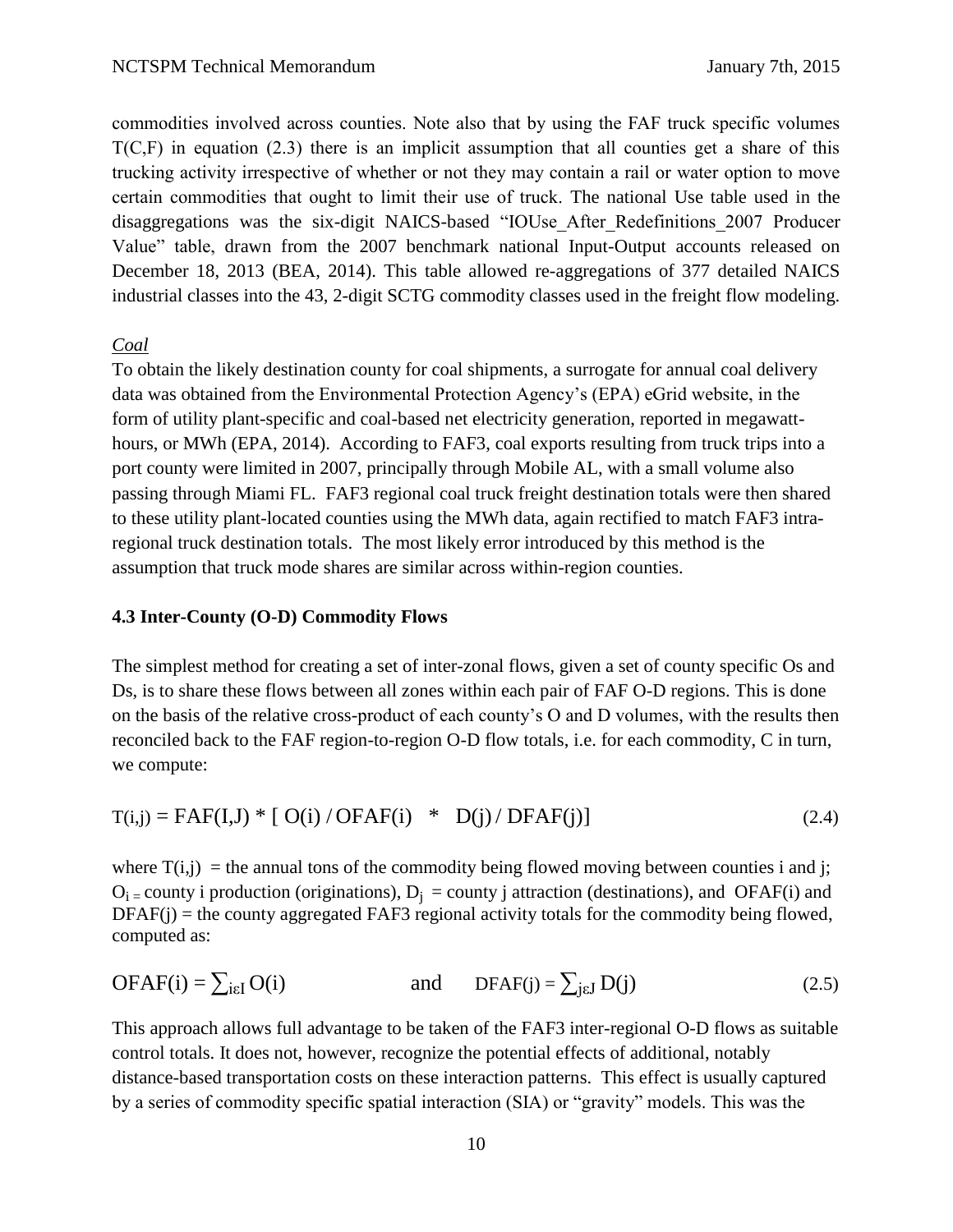commodities involved across counties. Note also that by using the FAF truck specific volumes T(C,F) in equation (2.3) there is an implicit assumption that all counties get a share of this trucking activity irrespective of whether or not they may contain a rail or water option to move certain commodities that ought to limit their use of truck. The national Use table used in the disaggregations was the six-digit NAICS-based "IOUse_After_Redefinitions_2007 Producer Value" table, drawn from the 2007 benchmark national Input-Output accounts released on December 18, 2013 (BEA, 2014). This table allowed re-aggregations of 377 detailed NAICS industrial classes into the 43, 2-digit SCTG commodity classes used in the freight flow modeling.

*Coal*

To obtain the likely destination county for coal shipments, a surrogate for annual coal delivery data was obtained from the Environmental Protection Agency's (EPA) eGrid website, in the form of utility plant-specific and coal-based net electricity generation, reported in megawatt-hours, or MWh (EPA, 2014). According to FAF3, coal exports resulting from truck trips into a port county were limited in 2007, principally through Mobile AL, with a small volume also passing through Miami FL. FAF3 regional coal truck freight destination totals were then shared to these utility plant-located counties using the MWh data, again rectified to match FAF3 intra-regional truck destination totals. The most likely error introduced by this method is the assumption that truck mode shares are similar across within-region counties.

**4.3 Inter-County (O-D) Commodity Flows**

The simplest method for creating a set of inter-zonal flows, given a set of county specific Os and Ds, is to share these flows between all zones within each pair of FAF O-D regions. This is done on the basis of the relative cross-product of each county's O and D volumes, with the results then reconciled back to the FAF region-to-region O-D flow totals, i.e. for each commodity, C in turn, we compute:

$$T(i,j) = FAF(I,J) * [\, O(i) / OFAF(i) \;\; * \;\; D(j) / DFAF(j)] \tag{2.4}$$

where $T(i,j)$ = the annual tons of the commodity being flowed moving between counties i and j; $O_i$ = county i production (originations), $D_j$ = county j attraction (destinations), and OFAF(i) and DFAF(j) = the county aggregated FAF3 regional activity totals for the commodity being flowed, computed as:

$$OFAF(i) = \sum_{i \varepsilon I} O(i) \qquad \text{and} \qquad DFAF(j) = \sum_{j \varepsilon J} D(j) \tag{2.5}$$

This approach allows full advantage to be taken of the FAF3 inter-regional O-D flows as suitable control totals. It does not, however, recognize the potential effects of additional, notably distance-based transportation costs on these interaction patterns. This effect is usually captured by a series of commodity specific spatial interaction (SIA) or "gravity" models. This was the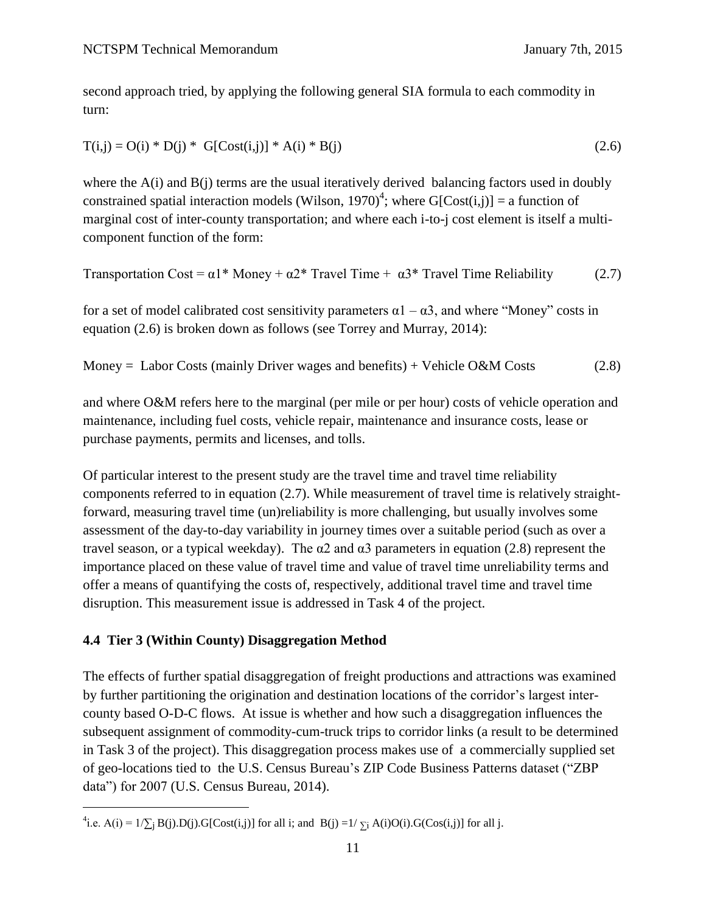second approach tried, by applying the following general SIA formula to each commodity in turn:

$$T(i,j) = O(i) * D(j) * G[Cost(i,j)] * A(i) * B(j) \tag{2.6}$$

where the A(i) and B(j) terms are the usual iteratively derived balancing factors used in doubly constrained spatial interaction models (Wilson, 1970)[4]; where G[Cost(i,j)] = a function of marginal cost of inter-county transportation; and where each i-to-j cost element is itself a multi-component function of the form:

$$\text{Transportation Cost} = \alpha 1 * \text{Money} + \alpha 2 * \text{Travel Time} + \alpha 3 * \text{Travel Time Reliability} \tag{2.7}$$

for a set of model calibrated cost sensitivity parameters $\alpha 1 - \alpha 3$, and where "Money" costs in equation (2.6) is broken down as follows (see Torrey and Murray, 2014):

$$\text{Money} = \text{Labor Costs (mainly Driver wages and benefits)} + \text{Vehicle O\&M Costs} \tag{2.8}$$

and where O&M refers here to the marginal (per mile or per hour) costs of vehicle operation and maintenance, including fuel costs, vehicle repair, maintenance and insurance costs, lease or purchase payments, permits and licenses, and tolls.

Of particular interest to the present study are the travel time and travel time reliability components referred to in equation (2.7). While measurement of travel time is relatively straight-forward, measuring travel time (un)reliability is more challenging, but usually involves some assessment of the day-to-day variability in journey times over a suitable period (such as over a travel season, or a typical weekday). The $\alpha 2$ and $\alpha 3$ parameters in equation (2.8) represent the importance placed on these value of travel time and value of travel time unreliability terms and offer a means of quantifying the costs of, respectively, additional travel time and travel time disruption. This measurement issue is addressed in Task 4 of the project.

## 4.4 Tier 3 (Within County) Disaggregation Method

The effects of further spatial disaggregation of freight productions and attractions was examined by further partitioning the origination and destination locations of the corridor's largest inter-county based O-D-C flows. At issue is whether and how such a disaggregation influences the subsequent assignment of commodity-cum-truck trips to corridor links (a result to be determined in Task 3 of the project). This disaggregation process makes use of a commercially supplied set of geo-locations tied to the U.S. Census Bureau's ZIP Code Business Patterns dataset ("ZBP data") for 2007 (U.S. Census Bureau, 2014).

---

[4] i.e. $A(i) = 1/\sum_j B(j).D(j).G[Cost(i,j)]$ for all i; and $B(j) = 1/\sum_i A(i)O(i).G(Cos(i,j)]$ for all j.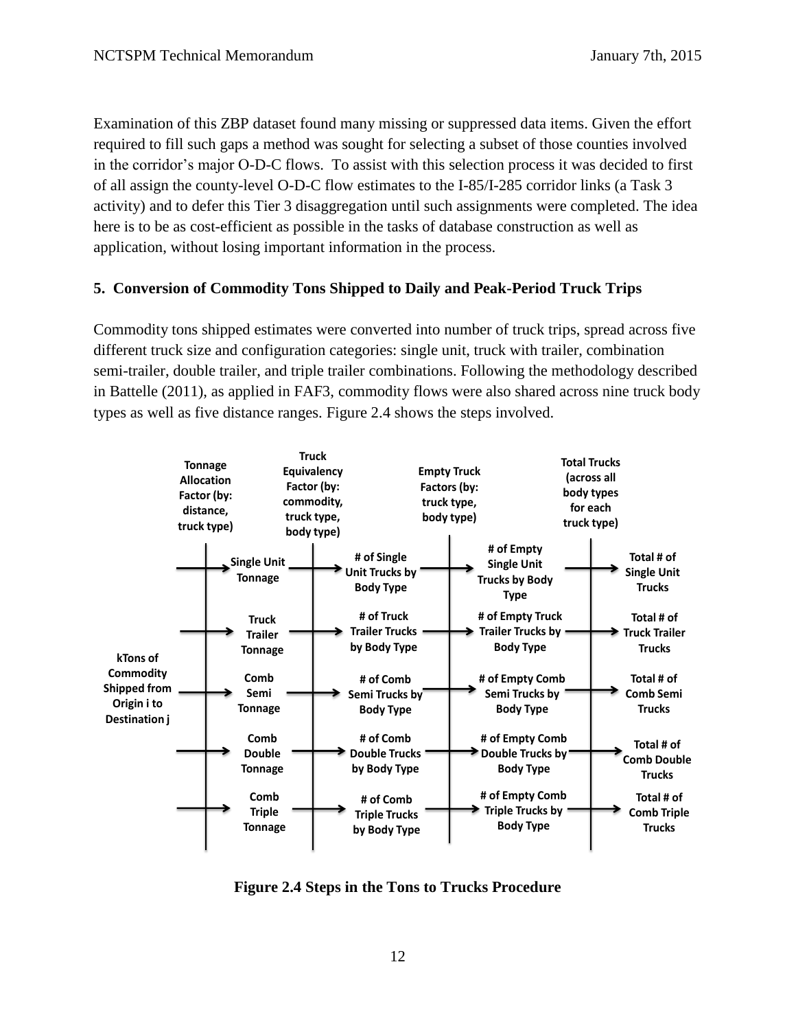Examination of this ZBP dataset found many missing or suppressed data items. Given the effort required to fill such gaps a method was sought for selecting a subset of those counties involved in the corridor's major O-D-C flows. To assist with this selection process it was decided to first of all assign the county-level O-D-C flow estimates to the I-85/I-285 corridor links (a Task 3 activity) and to defer this Tier 3 disaggregation until such assignments were completed. The idea here is to be as cost-efficient as possible in the tasks of database construction as well as application, without losing important information in the process.

### 5. Conversion of Commodity Tons Shipped to Daily and Peak-Period Truck Trips

Commodity tons shipped estimates were converted into number of truck trips, spread across five different truck size and configuration categories: single unit, truck with trailer, combination semi-trailer, double trailer, and triple trailer combinations. Following the methodology described in Battelle (2011), as applied in FAF3, commodity flows were also shared across nine truck body types as well as five distance ranges. Figure 2.4 shows the steps involved.

**Figure 2.4 Steps in the Tons to Trucks Procedure**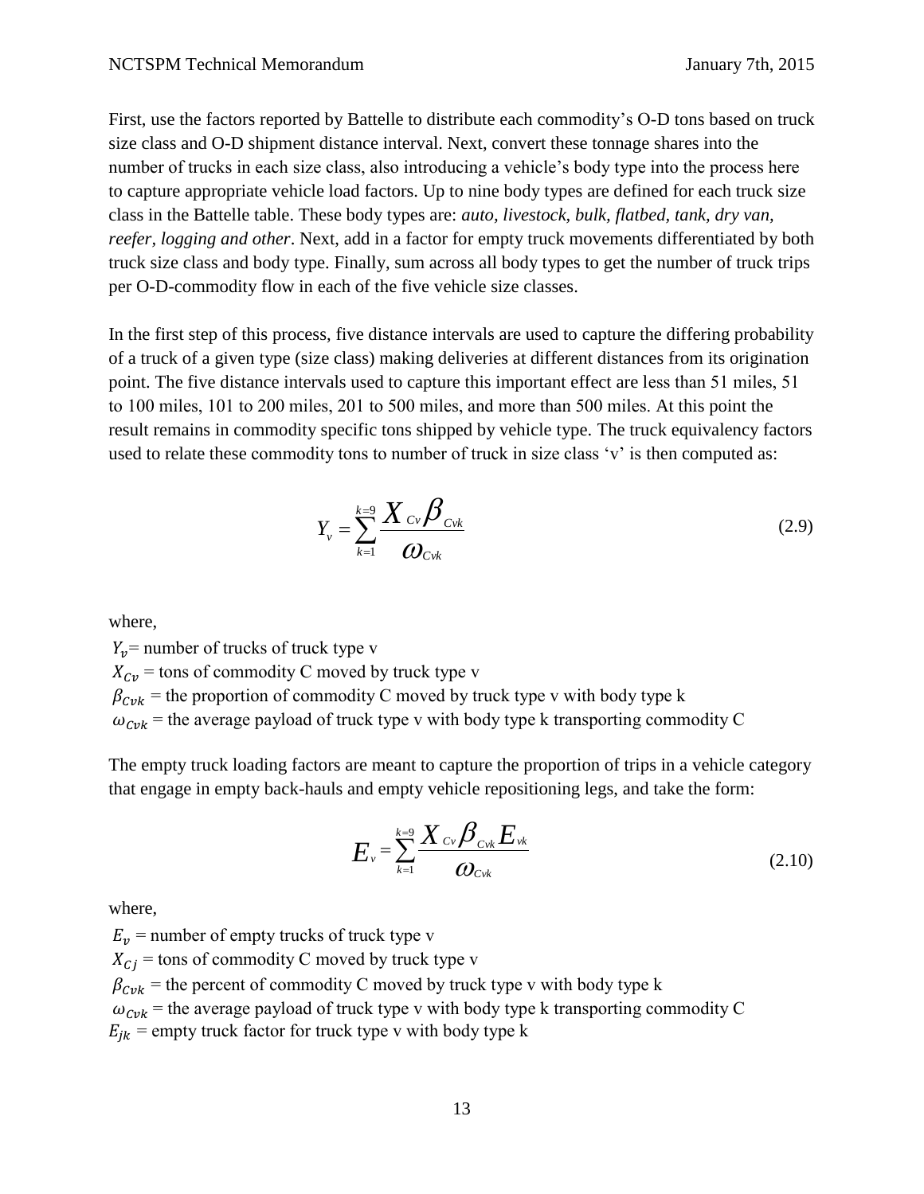First, use the factors reported by Battelle to distribute each commodity's O-D tons based on truck size class and O-D shipment distance interval. Next, convert these tonnage shares into the number of trucks in each size class, also introducing a vehicle's body type into the process here to capture appropriate vehicle load factors. Up to nine body types are defined for each truck size class in the Battelle table. These body types are: ***auto, livestock, bulk, flatbed, tank, dry van, reefer, logging and other***. Next, add in a factor for empty truck movements differentiated by both truck size class and body type. Finally, sum across all body types to get the number of truck trips per O-D-commodity flow in each of the five vehicle size classes.

In the first step of this process, five distance intervals are used to capture the differing probability of a truck of a given type (size class) making deliveries at different distances from its origination point. The five distance intervals used to capture this important effect are less than 51 miles, 51 to 100 miles, 101 to 200 miles, 201 to 500 miles, and more than 500 miles. At this point the result remains in commodity specific tons shipped by vehicle type. The truck equivalency factors used to relate these commodity tons to number of truck in size class 'v' is then computed as:

$$Y_v = \sum_{k=1}^{k=9} \frac{X_{Cv} \beta_{Cvk}}{\omega_{Cvk}} \tag{2.9}$$

where,

$Y_v$= number of trucks of truck type v
$X_{Cv}$ = tons of commodity C moved by truck type v
$\beta_{Cvk}$ = the proportion of commodity C moved by truck type v with body type k
$\omega_{Cvk}$ = the average payload of truck type v with body type k transporting commodity C

The empty truck loading factors are meant to capture the proportion of trips in a vehicle category that engage in empty back-hauls and empty vehicle repositioning legs, and take the form:

$$E_v = \sum_{k=1}^{k=9} \frac{X_{Cv} \beta_{Cvk} E_{vk}}{\omega_{Cvk}} \tag{2.10}$$

where,

$E_v$ = number of empty trucks of truck type v
$X_{Cj}$ = tons of commodity C moved by truck type v
$\beta_{Cvk}$ = the percent of commodity C moved by truck type v with body type k
$\omega_{Cvk}$ = the average payload of truck type v with body type k transporting commodity C
$E_{jk}$ = empty truck factor for truck type v with body type k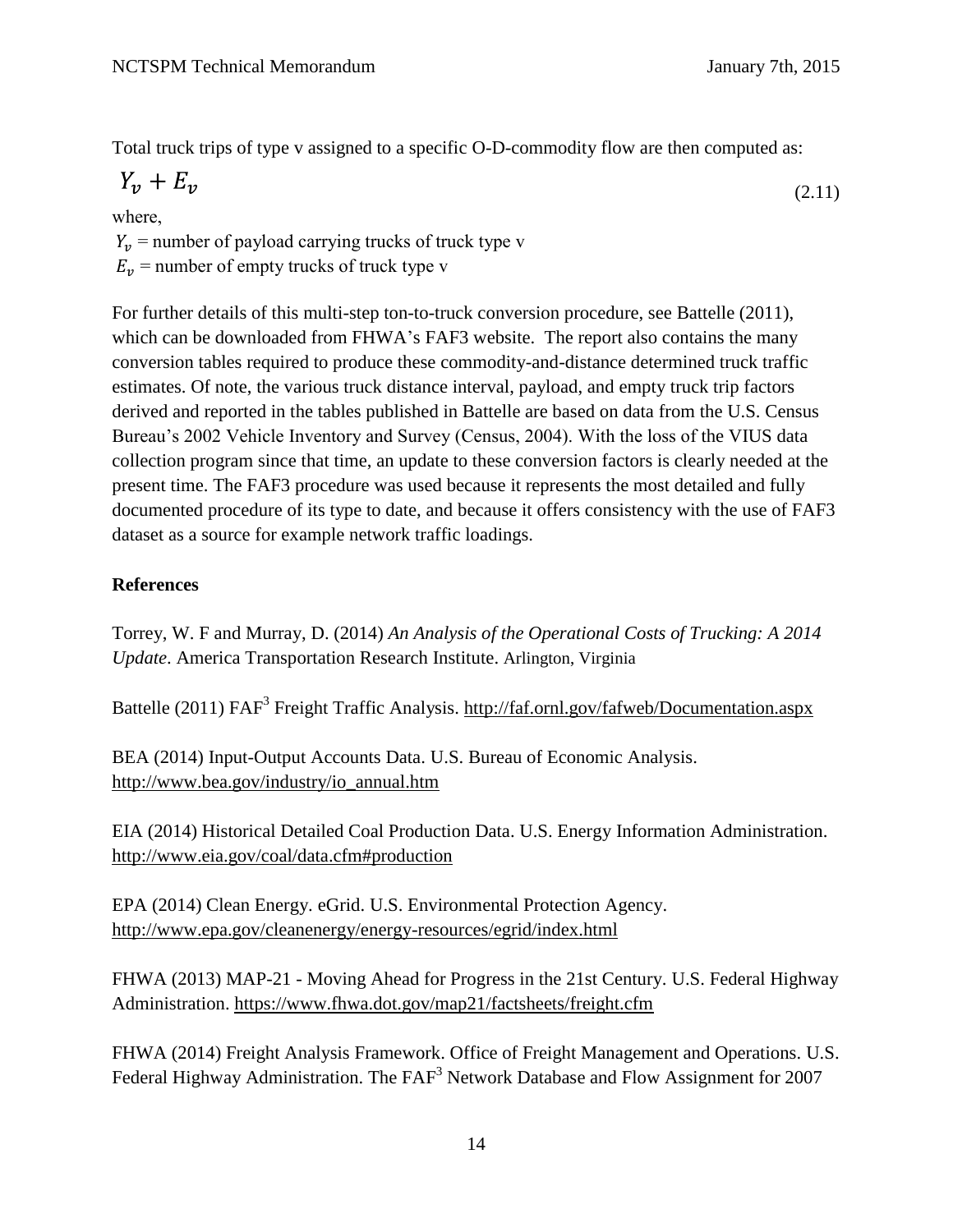Total truck trips of type v assigned to a specific O-D-commodity flow are then computed as:

$$Y_v + E_v \tag{2.11}$$

where,

$Y_v$ = number of payload carrying trucks of truck type v
$E_v$ = number of empty trucks of truck type v

For further details of this multi-step ton-to-truck conversion procedure, see Battelle (2011), which can be downloaded from FHWA's FAF3 website. The report also contains the many conversion tables required to produce these commodity-and-distance determined truck traffic estimates. Of note, the various truck distance interval, payload, and empty truck trip factors derived and reported in the tables published in Battelle are based on data from the U.S. Census Bureau's 2002 Vehicle Inventory and Survey (Census, 2004). With the loss of the VIUS data collection program since that time, an update to these conversion factors is clearly needed at the present time. The FAF3 procedure was used because it represents the most detailed and fully documented procedure of its type to date, and because it offers consistency with the use of FAF3 dataset as a source for example network traffic loadings.

**References**

Torrey, W. F and Murray, D. (2014) *An Analysis of the Operational Costs of Trucking: A 2014 Update*. America Transportation Research Institute. Arlington, Virginia

Battelle (2011) FAF$^3$ Freight Traffic Analysis. http://faf.ornl.gov/fafweb/Documentation.aspx

BEA (2014) Input-Output Accounts Data. U.S. Bureau of Economic Analysis. http://www.bea.gov/industry/io_annual.htm

EIA (2014) Historical Detailed Coal Production Data. U.S. Energy Information Administration. http://www.eia.gov/coal/data.cfm#production

EPA (2014) Clean Energy. eGrid. U.S. Environmental Protection Agency. http://www.epa.gov/cleanenergy/energy-resources/egrid/index.html

FHWA (2013) MAP-21 - Moving Ahead for Progress in the 21st Century. U.S. Federal Highway Administration. https://www.fhwa.dot.gov/map21/factsheets/freight.cfm

FHWA (2014) Freight Analysis Framework. Office of Freight Management and Operations. U.S. Federal Highway Administration. The FAF$^3$ Network Database and Flow Assignment for 2007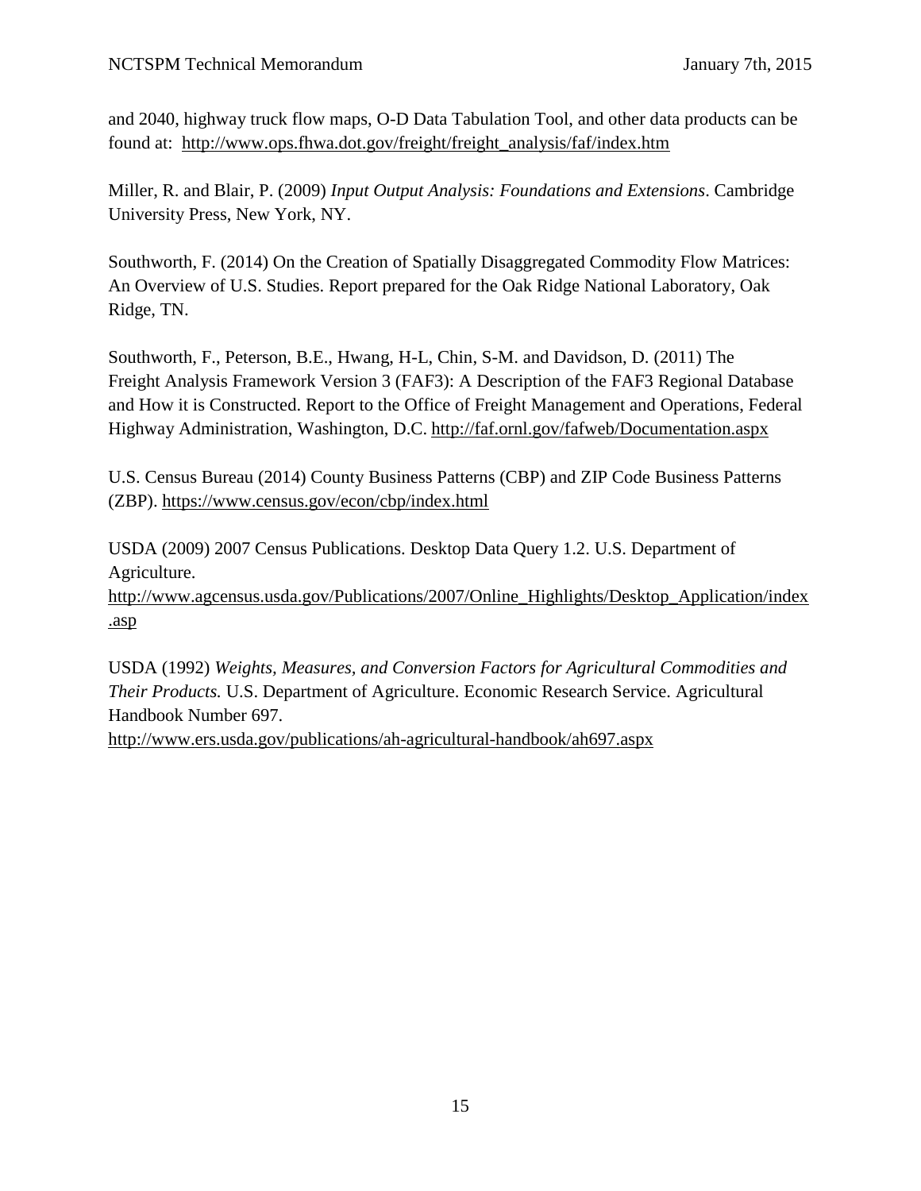and 2040, highway truck flow maps, O-D Data Tabulation Tool, and other data products can be found at: http://www.ops.fhwa.dot.gov/freight/freight_analysis/faf/index.htm

Miller, R. and Blair, P. (2009) *Input Output Analysis: Foundations and Extensions*. Cambridge University Press, New York, NY.

Southworth, F. (2014) On the Creation of Spatially Disaggregated Commodity Flow Matrices: An Overview of U.S. Studies. Report prepared for the Oak Ridge National Laboratory, Oak Ridge, TN.

Southworth, F., Peterson, B.E., Hwang, H-L, Chin, S-M. and Davidson, D. (2011) The Freight Analysis Framework Version 3 (FAF3): A Description of the FAF3 Regional Database and How it is Constructed. Report to the Office of Freight Management and Operations, Federal Highway Administration, Washington, D.C. http://faf.ornl.gov/fafweb/Documentation.aspx

U.S. Census Bureau (2014) County Business Patterns (CBP) and ZIP Code Business Patterns (ZBP). https://www.census.gov/econ/cbp/index.html

USDA (2009) 2007 Census Publications. Desktop Data Query 1.2. U.S. Department of Agriculture.
http://www.agcensus.usda.gov/Publications/2007/Online_Highlights/Desktop_Application/index.asp

USDA (1992) *Weights, Measures, and Conversion Factors for Agricultural Commodities and Their Products.* U.S. Department of Agriculture. Economic Research Service. Agricultural Handbook Number 697.
http://www.ers.usda.gov/publications/ah-agricultural-handbook/ah697.aspx